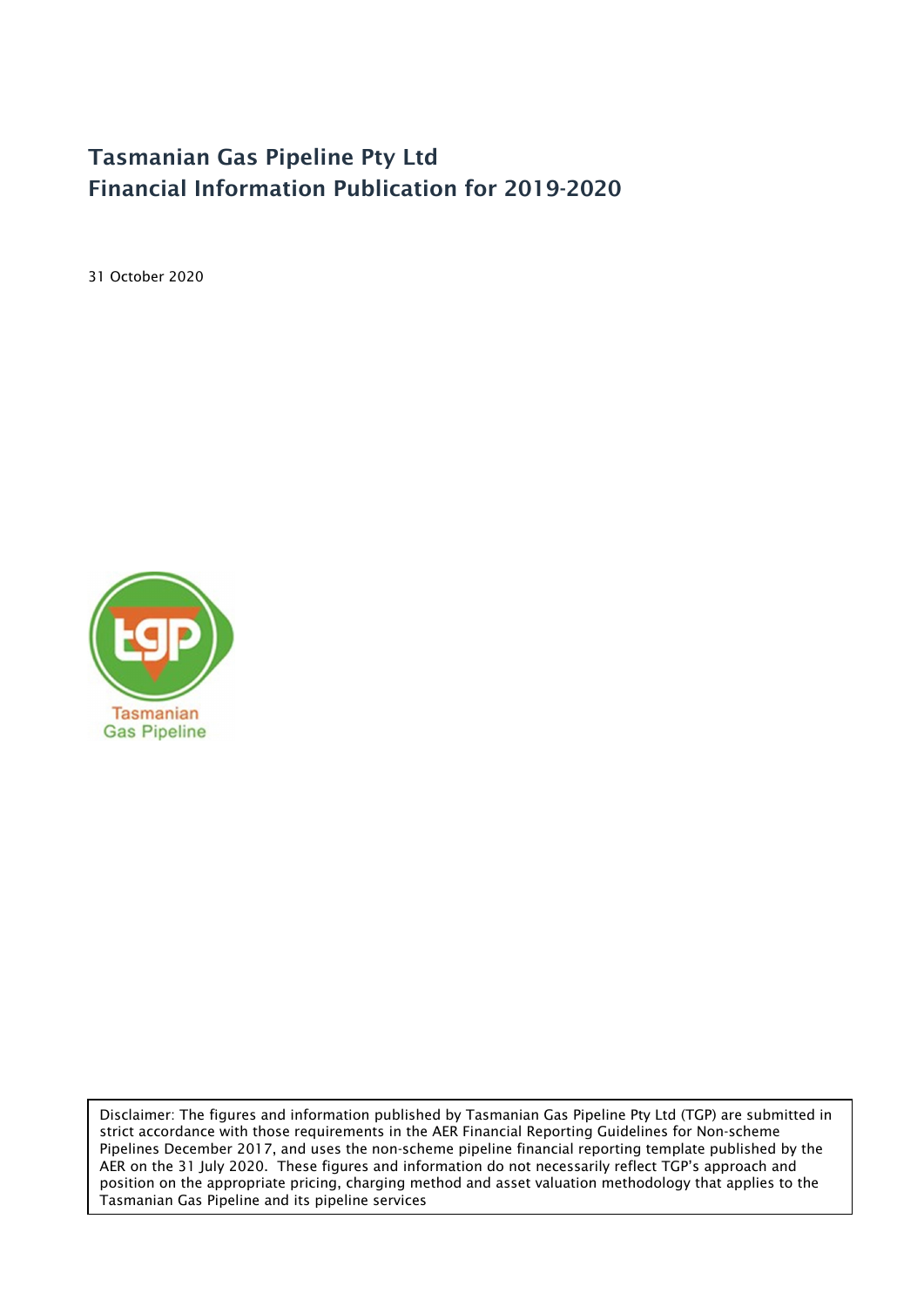# Tasmanian Gas Pipeline Pty Ltd
# Financial Information Publication for 2019-2020

31 October 2020

Tasmanian
Gas Pipeline

Disclaimer: The figures and information published by Tasmanian Gas Pipeline Pty Ltd (TGP) are submitted in strict accordance with those requirements in the AER Financial Reporting Guidelines for Non-scheme Pipelines December 2017, and uses the non-scheme pipeline financial reporting template published by the AER on the 31 July 2020. These figures and information do not necessarily reflect TGP's approach and position on the appropriate pricing, charging method and asset valuation methodology that applies to the Tasmanian Gas Pipeline and its pipeline services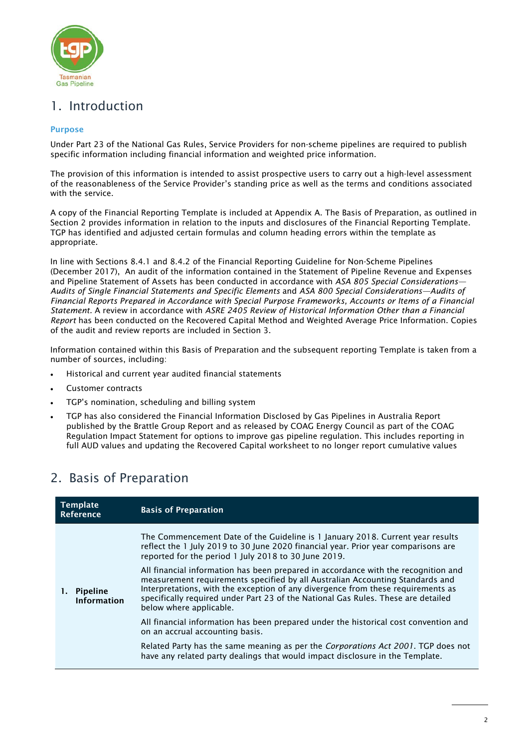# 1. Introduction

## Purpose

Under Part 23 of the National Gas Rules, Service Providers for non-scheme pipelines are required to publish specific information including financial information and weighted price information.

The provision of this information is intended to assist prospective users to carry out a high-level assessment of the reasonableness of the Service Provider's standing price as well as the terms and conditions associated with the service.

A copy of the Financial Reporting Template is included at Appendix A. The Basis of Preparation, as outlined in Section 2 provides information in relation to the inputs and disclosures of the Financial Reporting Template. TGP has identified and adjusted certain formulas and column heading errors within the template as appropriate.

In line with Sections 8.4.1 and 8.4.2 of the Financial Reporting Guideline for Non-Scheme Pipelines (December 2017), An audit of the information contained in the Statement of Pipeline Revenue and Expenses and Pipeline Statement of Assets has been conducted in accordance with *ASA 805 Special Considerations—Audits of Single Financial Statements and Specific Elements* and *ASA 800 Special Considerations—Audits of Financial Reports Prepared in Accordance with Special Purpose Frameworks, Accounts or Items of a Financial Statement.* A review in accordance with *ASRE 2405 Review of Historical Information Other than a Financial Report* has been conducted on the Recovered Capital Method and Weighted Average Price Information. Copies of the audit and review reports are included in Section 3.

Information contained within this Basis of Preparation and the subsequent reporting Template is taken from a number of sources, including:

- Historical and current year audited financial statements
- Customer contracts
- TGP's nomination, scheduling and billing system
- TGP has also considered the Financial Information Disclosed by Gas Pipelines in Australia Report published by the Brattle Group Report and as released by COAG Energy Council as part of the COAG Regulation Impact Statement for options to improve gas pipeline regulation. This includes reporting in full AUD values and updating the Recovered Capital worksheet to no longer report cumulative values

# 2. Basis of Preparation

| Template Reference | Basis of Preparation |
|---|---|
| **1. Pipeline Information** | The Commencement Date of the Guideline is 1 January 2018. Current year results reflect the 1 July 2019 to 30 June 2020 financial year. Prior year comparisons are reported for the period 1 July 2018 to 30 June 2019.<br><br>All financial information has been prepared in accordance with the recognition and measurement requirements specified by all Australian Accounting Standards and Interpretations, with the exception of any divergence from these requirements as specifically required under Part 23 of the National Gas Rules. These are detailed below where applicable.<br><br>All financial information has been prepared under the historical cost convention and on an accrual accounting basis.<br><br>Related Party has the same meaning as per the *Corporations Act 2001*. TGP does not have any related party dealings that would impact disclosure in the Template. |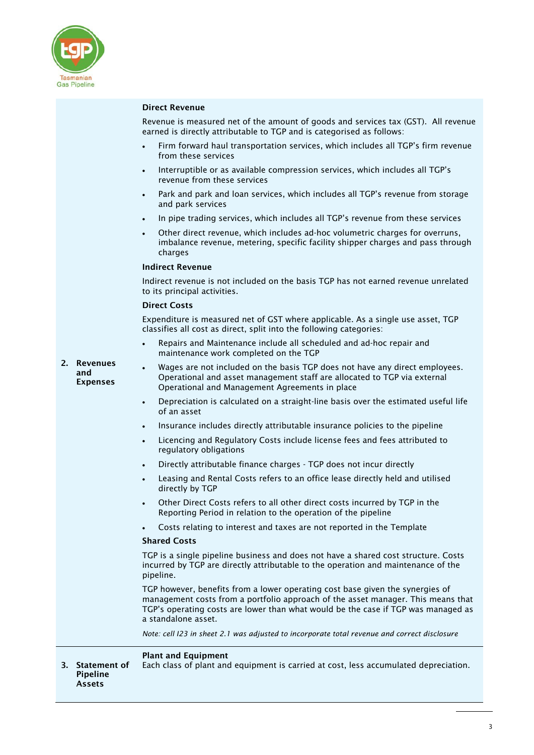## 2. Revenues and Expenses

**Direct Revenue**

Revenue is measured net of the amount of goods and services tax (GST). All revenue earned is directly attributable to TGP and is categorised as follows:

- Firm forward haul transportation services, which includes all TGP's firm revenue from these services
- Interruptible or as available compression services, which includes all TGP's revenue from these services
- Park and park and loan services, which includes all TGP's revenue from storage and park services
- In pipe trading services, which includes all TGP's revenue from these services
- Other direct revenue, which includes ad-hoc volumetric charges for overruns, imbalance revenue, metering, specific facility shipper charges and pass through charges

**Indirect Revenue**

Indirect revenue is not included on the basis TGP has not earned revenue unrelated to its principal activities.

**Direct Costs**

Expenditure is measured net of GST where applicable. As a single use asset, TGP classifies all cost as direct, split into the following categories:

- Repairs and Maintenance include all scheduled and ad-hoc repair and maintenance work completed on the TGP
- Wages are not included on the basis TGP does not have any direct employees. Operational and asset management staff are allocated to TGP via external Operational and Management Agreements in place
- Depreciation is calculated on a straight-line basis over the estimated useful life of an asset
- Insurance includes directly attributable insurance policies to the pipeline
- Licencing and Regulatory Costs include license fees and fees attributed to regulatory obligations
- Directly attributable finance charges - TGP does not incur directly
- Leasing and Rental Costs refers to an office lease directly held and utilised directly by TGP
- Other Direct Costs refers to all other direct costs incurred by TGP in the Reporting Period in relation to the operation of the pipeline
- Costs relating to interest and taxes are not reported in the Template

**Shared Costs**

TGP is a single pipeline business and does not have a shared cost structure. Costs incurred by TGP are directly attributable to the operation and maintenance of the pipeline.

TGP however, benefits from a lower operating cost base given the synergies of management costs from a portfolio approach of the asset manager. This means that TGP's operating costs are lower than what would be the case if TGP was managed as a standalone asset.

*Note: cell I23 in sheet 2.1 was adjusted to incorporate total revenue and correct disclosure*

## 3. Statement of Pipeline Assets

**Plant and Equipment**

Each class of plant and equipment is carried at cost, less accumulated depreciation.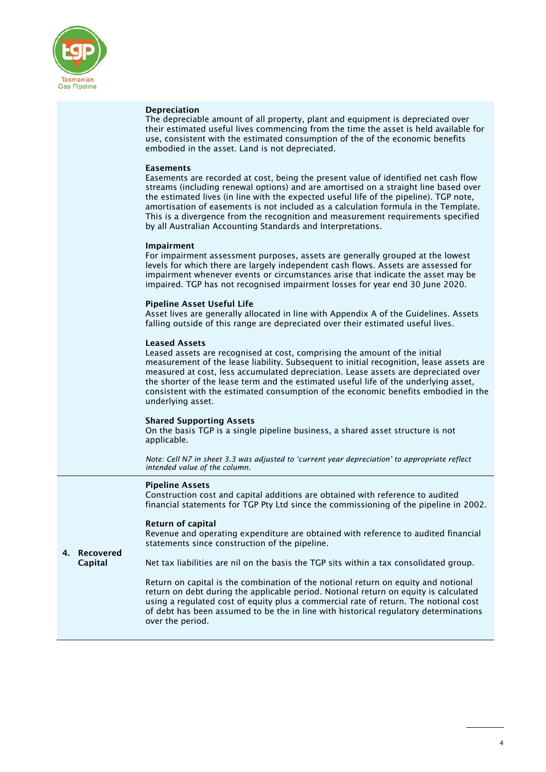**Depreciation**

The depreciable amount of all property, plant and equipment is depreciated over their estimated useful lives commencing from the time the asset is held available for use, consistent with the estimated consumption of the of the economic benefits embodied in the asset. Land is not depreciated.

**Easements**

Easements are recorded at cost, being the present value of identified net cash flow streams (including renewal options) and are amortised on a straight line based over the estimated lives (in line with the expected useful life of the pipeline). TGP note, amortisation of easements is not included as a calculation formula in the Template. This is a divergence from the recognition and measurement requirements specified by all Australian Accounting Standards and Interpretations.

**Impairment**

For impairment assessment purposes, assets are generally grouped at the lowest levels for which there are largely independent cash flows. Assets are assessed for impairment whenever events or circumstances arise that indicate the asset may be impaired. TGP has not recognised impairment losses for year end 30 June 2020.

**Pipeline Asset Useful Life**

Asset lives are generally allocated in line with Appendix A of the Guidelines. Assets falling outside of this range are depreciated over their estimated useful lives.

**Leased Assets**

Leased assets are recognised at cost, comprising the amount of the initial measurement of the lease liability. Subsequent to initial recognition, lease assets are measured at cost, less accumulated depreciation. Lease assets are depreciated over the shorter of the lease term and the estimated useful life of the underlying asset, consistent with the estimated consumption of the economic benefits embodied in the underlying asset.

**Shared Supporting Assets**

On the basis TGP is a single pipeline business, a shared asset structure is not applicable.

*Note: Cell N7 in sheet 3.3 was adjusted to 'current year depreciation' to appropriate reflect intended value of the column.*

## 4. Recovered Capital

**Pipeline Assets**

Construction cost and capital additions are obtained with reference to audited financial statements for TGP Pty Ltd since the commissioning of the pipeline in 2002.

**Return of capital**

Revenue and operating expenditure are obtained with reference to audited financial statements since construction of the pipeline.

Net tax liabilities are nil on the basis the TGP sits within a tax consolidated group.

Return on capital is the combination of the notional return on equity and notional return on debt during the applicable period. Notional return on equity is calculated using a regulated cost of equity plus a commercial rate of return. The notional cost of debt has been assumed to be the in line with historical regulatory determinations over the period.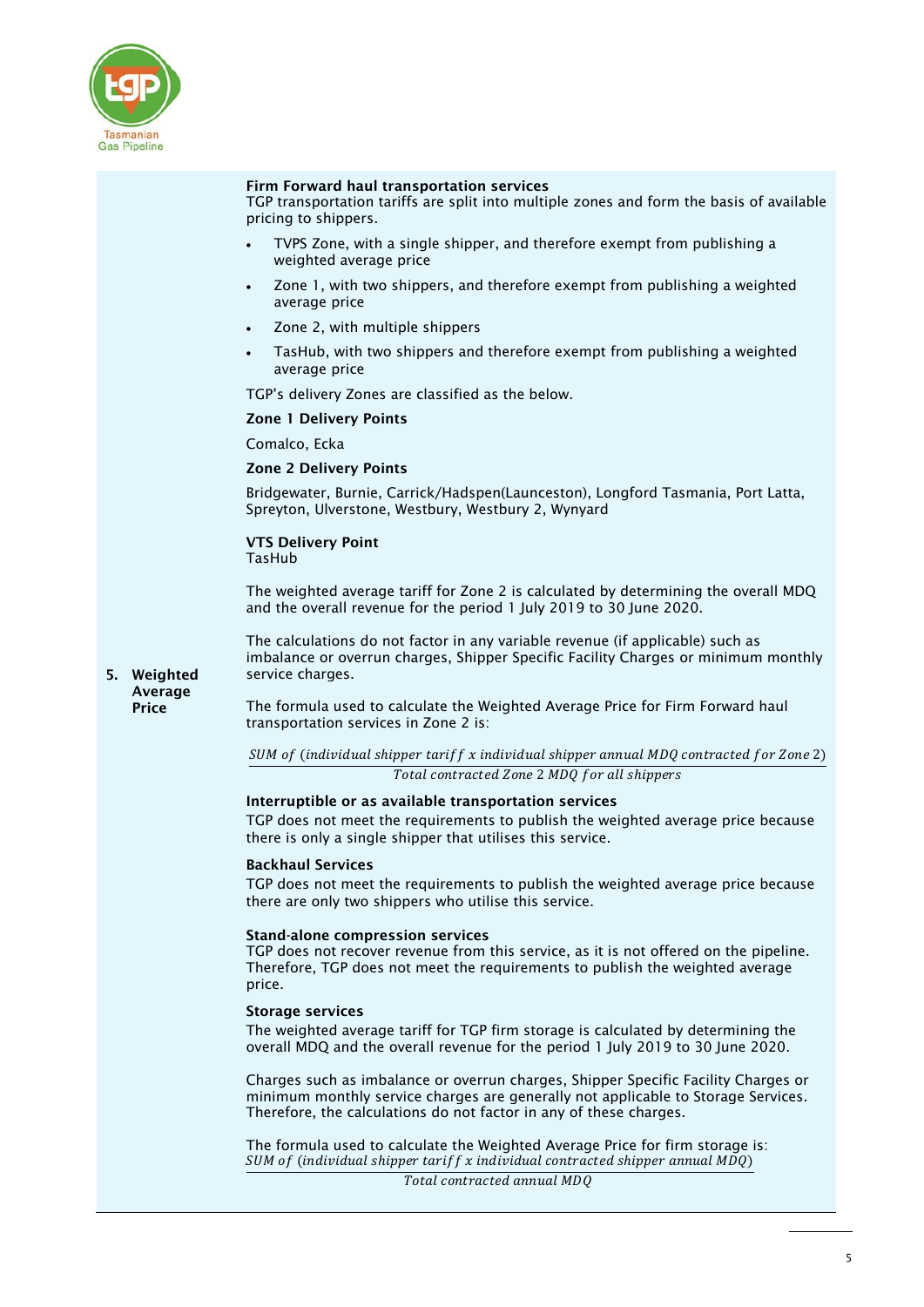## 5. Weighted Average Price

**Firm Forward haul transportation services**

TGP transportation tariffs are split into multiple zones and form the basis of available pricing to shippers.

- TVPS Zone, with a single shipper, and therefore exempt from publishing a weighted average price
- Zone 1, with two shippers, and therefore exempt from publishing a weighted average price
- Zone 2, with multiple shippers
- TasHub, with two shippers and therefore exempt from publishing a weighted average price

TGP's delivery Zones are classified as the below.

**Zone 1 Delivery Points**

Comalco, Ecka

**Zone 2 Delivery Points**

Bridgewater, Burnie, Carrick/Hadspen(Launceston), Longford Tasmania, Port Latta, Spreyton, Ulverstone, Westbury, Westbury 2, Wynyard

**VTS Delivery Point**

TasHub

The weighted average tariff for Zone 2 is calculated by determining the overall MDQ and the overall revenue for the period 1 July 2019 to 30 June 2020.

The calculations do not factor in any variable revenue (if applicable) such as imbalance or overrun charges, Shipper Specific Facility Charges or minimum monthly service charges.

The formula used to calculate the Weighted Average Price for Firm Forward haul transportation services in Zone 2 is:

$$\frac{SUM\ of\ (individual\ shipper\ tariff\ x\ individual\ shipper\ annual\ MDQ\ contracted\ for\ Zone\ 2)}{Total\ contracted\ Zone\ 2\ MDQ\ for\ all\ shippers}$$

**Interruptible or as available transportation services**

TGP does not meet the requirements to publish the weighted average price because there is only a single shipper that utilises this service.

**Backhaul Services**

TGP does not meet the requirements to publish the weighted average price because there are only two shippers who utilise this service.

**Stand-alone compression services**

TGP does not recover revenue from this service, as it is not offered on the pipeline. Therefore, TGP does not meet the requirements to publish the weighted average price.

**Storage services**

The weighted average tariff for TGP firm storage is calculated by determining the overall MDQ and the overall revenue for the period 1 July 2019 to 30 June 2020.

Charges such as imbalance or overrun charges, Shipper Specific Facility Charges or minimum monthly service charges are generally not applicable to Storage Services. Therefore, the calculations do not factor in any of these charges.

The formula used to calculate the Weighted Average Price for firm storage is:

$$\frac{SUM\ of\ (individual\ shipper\ tariff\ x\ individual\ contracted\ shipper\ annual\ MDQ)}{Total\ contracted\ annual\ MDQ}$$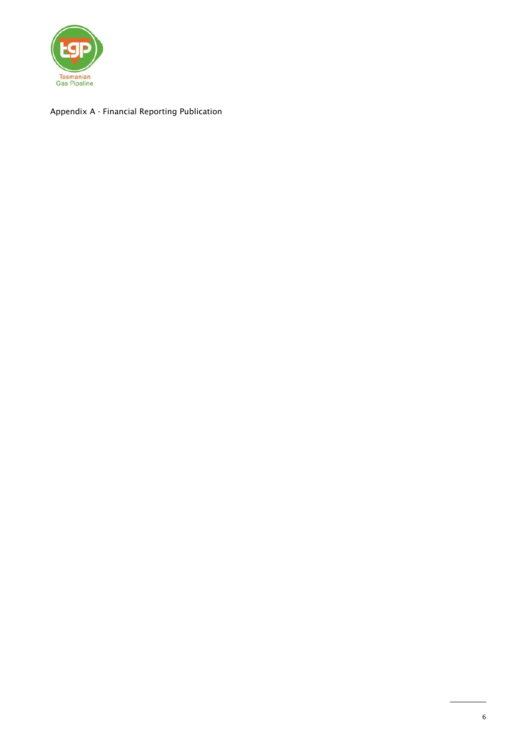Appendix A - Financial Reporting Publication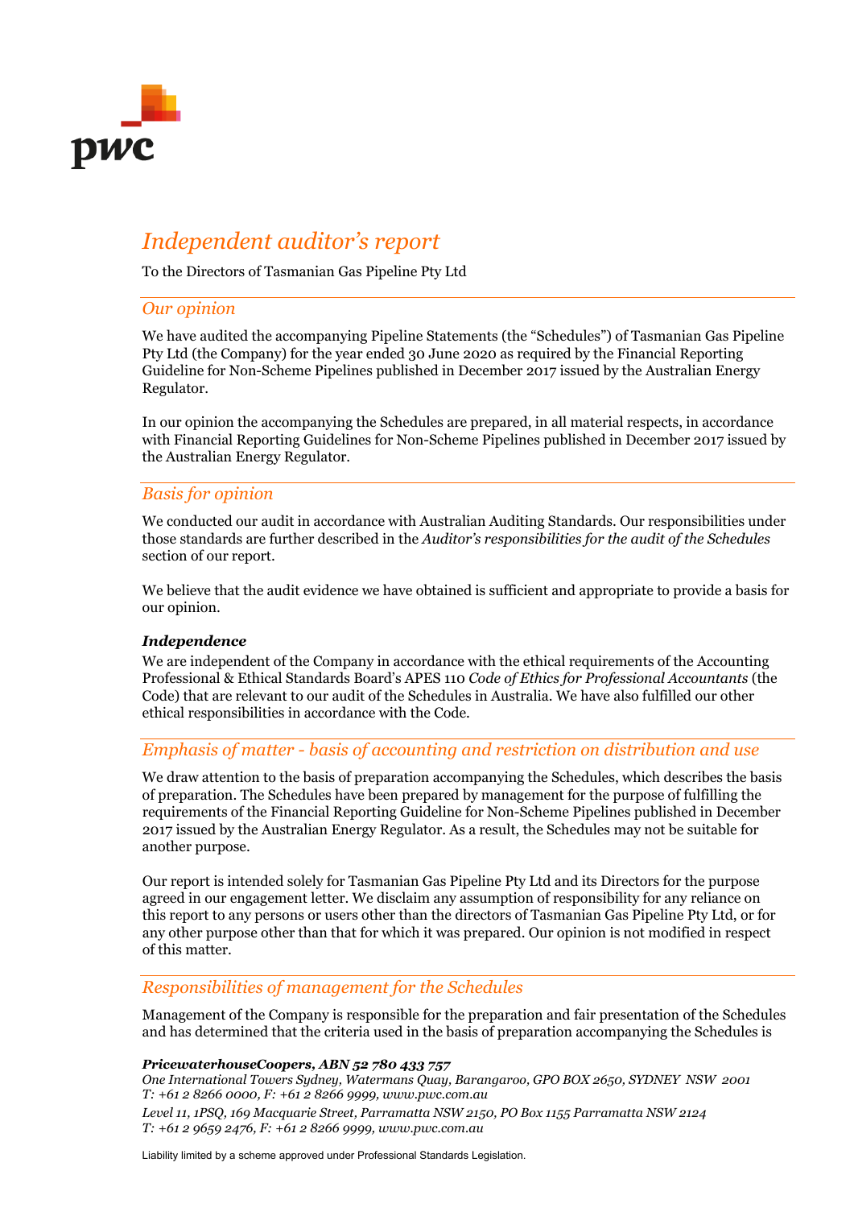# Independent auditor's report

To the Directors of Tasmanian Gas Pipeline Pty Ltd

## Our opinion

We have audited the accompanying Pipeline Statements (the "Schedules") of Tasmanian Gas Pipeline Pty Ltd (the Company) for the year ended 30 June 2020 as required by the Financial Reporting Guideline for Non-Scheme Pipelines published in December 2017 issued by the Australian Energy Regulator.

In our opinion the accompanying the Schedules are prepared, in all material respects, in accordance with Financial Reporting Guidelines for Non-Scheme Pipelines published in December 2017 issued by the Australian Energy Regulator.

## Basis for opinion

We conducted our audit in accordance with Australian Auditing Standards. Our responsibilities under those standards are further described in the *Auditor's responsibilities for the audit of the Schedules* section of our report.

We believe that the audit evidence we have obtained is sufficient and appropriate to provide a basis for our opinion.

***Independence***

We are independent of the Company in accordance with the ethical requirements of the Accounting Professional & Ethical Standards Board's APES 110 *Code of Ethics for Professional Accountants* (the Code) that are relevant to our audit of the Schedules in Australia. We have also fulfilled our other ethical responsibilities in accordance with the Code.

## Emphasis of matter - basis of accounting and restriction on distribution and use

We draw attention to the basis of preparation accompanying the Schedules, which describes the basis of preparation. The Schedules have been prepared by management for the purpose of fulfilling the requirements of the Financial Reporting Guideline for Non-Scheme Pipelines published in December 2017 issued by the Australian Energy Regulator. As a result, the Schedules may not be suitable for another purpose.

Our report is intended solely for Tasmanian Gas Pipeline Pty Ltd and its Directors for the purpose agreed in our engagement letter. We disclaim any assumption of responsibility for any reliance on this report to any persons or users other than the directors of Tasmanian Gas Pipeline Pty Ltd, or for any other purpose other than that for which it was prepared. Our opinion is not modified in respect of this matter.

## Responsibilities of management for the Schedules

Management of the Company is responsible for the preparation and fair presentation of the Schedules and has determined that the criteria used in the basis of preparation accompanying the Schedules is

***PricewaterhouseCoopers, ABN 52 780 433 757***
*One International Towers Sydney, Watermans Quay, Barangaroo, GPO BOX 2650, SYDNEY NSW 2001*
*T: +61 2 8266 0000, F: +61 2 8266 9999, www.pwc.com.au*
*Level 11, 1PSQ, 169 Macquarie Street, Parramatta NSW 2150, PO Box 1155 Parramatta NSW 2124*
*T: +61 2 9659 2476, F: +61 2 8266 9999, www.pwc.com.au*

Liability limited by a scheme approved under Professional Standards Legislation.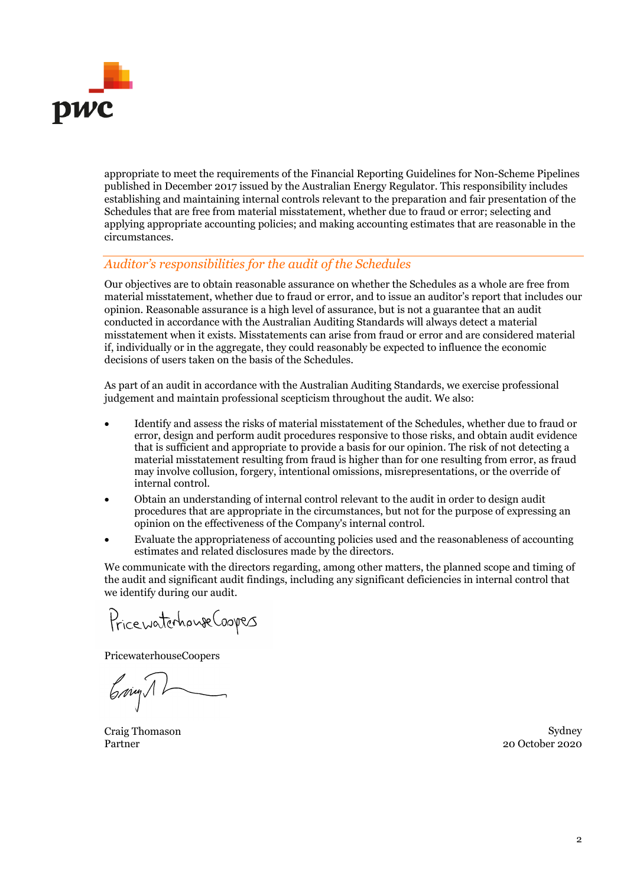appropriate to meet the requirements of the Financial Reporting Guidelines for Non-Scheme Pipelines published in December 2017 issued by the Australian Energy Regulator. This responsibility includes establishing and maintaining internal controls relevant to the preparation and fair presentation of the Schedules that are free from material misstatement, whether due to fraud or error; selecting and applying appropriate accounting policies; and making accounting estimates that are reasonable in the circumstances.

## *Auditor's responsibilities for the audit of the Schedules*

Our objectives are to obtain reasonable assurance on whether the Schedules as a whole are free from material misstatement, whether due to fraud or error, and to issue an auditor's report that includes our opinion. Reasonable assurance is a high level of assurance, but is not a guarantee that an audit conducted in accordance with the Australian Auditing Standards will always detect a material misstatement when it exists. Misstatements can arise from fraud or error and are considered material if, individually or in the aggregate, they could reasonably be expected to influence the economic decisions of users taken on the basis of the Schedules.

As part of an audit in accordance with the Australian Auditing Standards, we exercise professional judgement and maintain professional scepticism throughout the audit. We also:

- Identify and assess the risks of material misstatement of the Schedules, whether due to fraud or error, design and perform audit procedures responsive to those risks, and obtain audit evidence that is sufficient and appropriate to provide a basis for our opinion. The risk of not detecting a material misstatement resulting from fraud is higher than for one resulting from error, as fraud may involve collusion, forgery, intentional omissions, misrepresentations, or the override of internal control.
- Obtain an understanding of internal control relevant to the audit in order to design audit procedures that are appropriate in the circumstances, but not for the purpose of expressing an opinion on the effectiveness of the Company's internal control.
- Evaluate the appropriateness of accounting policies used and the reasonableness of accounting estimates and related disclosures made by the directors.

We communicate with the directors regarding, among other matters, the planned scope and timing of the audit and significant audit findings, including any significant deficiencies in internal control that we identify during our audit.

PricewaterhouseCoopers

PricewaterhouseCoopers

Craig Thomason
Partner

Sydney
20 October 2020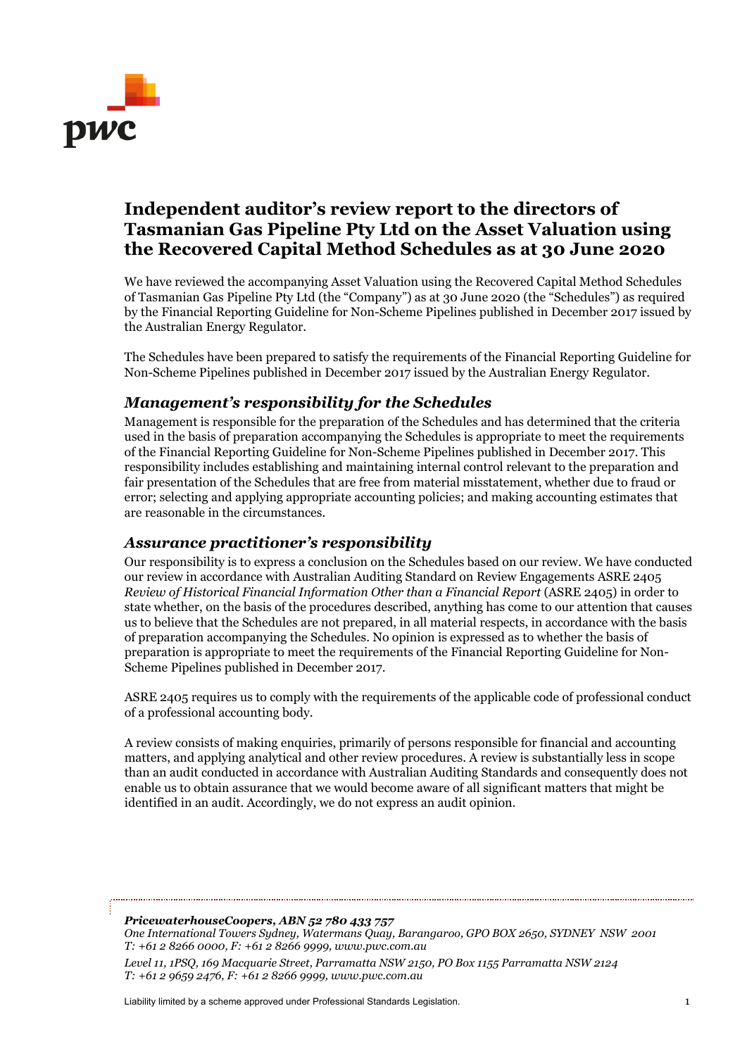# Independent auditor's review report to the directors of Tasmanian Gas Pipeline Pty Ltd on the Asset Valuation using the Recovered Capital Method Schedules as at 30 June 2020

We have reviewed the accompanying Asset Valuation using the Recovered Capital Method Schedules of Tasmanian Gas Pipeline Pty Ltd (the "Company") as at 30 June 2020 (the "Schedules") as required by the Financial Reporting Guideline for Non-Scheme Pipelines published in December 2017 issued by the Australian Energy Regulator.

The Schedules have been prepared to satisfy the requirements of the Financial Reporting Guideline for Non-Scheme Pipelines published in December 2017 issued by the Australian Energy Regulator.

## *Management's responsibility for the Schedules*

Management is responsible for the preparation of the Schedules and has determined that the criteria used in the basis of preparation accompanying the Schedules is appropriate to meet the requirements of the Financial Reporting Guideline for Non-Scheme Pipelines published in December 2017. This responsibility includes establishing and maintaining internal control relevant to the preparation and fair presentation of the Schedules that are free from material misstatement, whether due to fraud or error; selecting and applying appropriate accounting policies; and making accounting estimates that are reasonable in the circumstances.

## *Assurance practitioner's responsibility*

Our responsibility is to express a conclusion on the Schedules based on our review. We have conducted our review in accordance with Australian Auditing Standard on Review Engagements ASRE 2405 *Review of Historical Financial Information Other than a Financial Report* (ASRE 2405) in order to state whether, on the basis of the procedures described, anything has come to our attention that causes us to believe that the Schedules are not prepared, in all material respects, in accordance with the basis of preparation accompanying the Schedules. No opinion is expressed as to whether the basis of preparation is appropriate to meet the requirements of the Financial Reporting Guideline for Non-Scheme Pipelines published in December 2017.

ASRE 2405 requires us to comply with the requirements of the applicable code of professional conduct of a professional accounting body.

A review consists of making enquiries, primarily of persons responsible for financial and accounting matters, and applying analytical and other review procedures. A review is substantially less in scope than an audit conducted in accordance with Australian Auditing Standards and consequently does not enable us to obtain assurance that we would become aware of all significant matters that might be identified in an audit. Accordingly, we do not express an audit opinion.

***PricewaterhouseCoopers, ABN 52 780 433 757***
*One International Towers Sydney, Watermans Quay, Barangaroo, GPO BOX 2650, SYDNEY NSW 2001*
*T: +61 2 8266 0000, F: +61 2 8266 9999, www.pwc.com.au*

*Level 11, 1PSQ, 169 Macquarie Street, Parramatta NSW 2150, PO Box 1155 Parramatta NSW 2124*
*T: +61 2 9659 2476, F: +61 2 8266 9999, www.pwc.com.au*

Liability limited by a scheme approved under Professional Standards Legislation.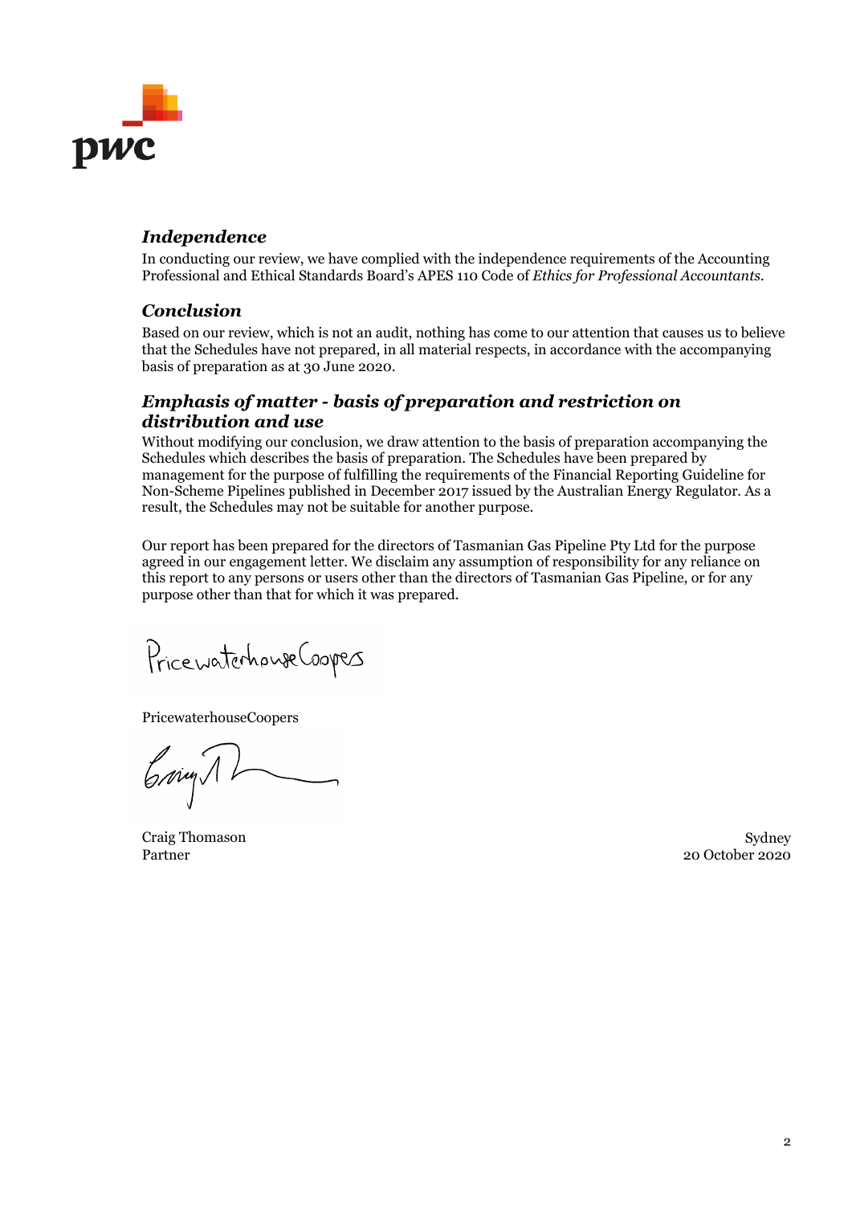### *Independence*

In conducting our review, we have complied with the independence requirements of the Accounting Professional and Ethical Standards Board's APES 110 Code of *Ethics for Professional Accountants*.

### *Conclusion*

Based on our review, which is not an audit, nothing has come to our attention that causes us to believe that the Schedules have not prepared, in all material respects, in accordance with the accompanying basis of preparation as at 30 June 2020.

### *Emphasis of matter - basis of preparation and restriction on distribution and use*

Without modifying our conclusion, we draw attention to the basis of preparation accompanying the Schedules which describes the basis of preparation. The Schedules have been prepared by management for the purpose of fulfilling the requirements of the Financial Reporting Guideline for Non-Scheme Pipelines published in December 2017 issued by the Australian Energy Regulator. As a result, the Schedules may not be suitable for another purpose.

Our report has been prepared for the directors of Tasmanian Gas Pipeline Pty Ltd for the purpose agreed in our engagement letter. We disclaim any assumption of responsibility for any reliance on this report to any persons or users other than the directors of Tasmanian Gas Pipeline, or for any purpose other than that for which it was prepared.

PricewaterhouseCoopers

PricewaterhouseCoopers

Craig Thomason
Partner

Sydney
20 October 2020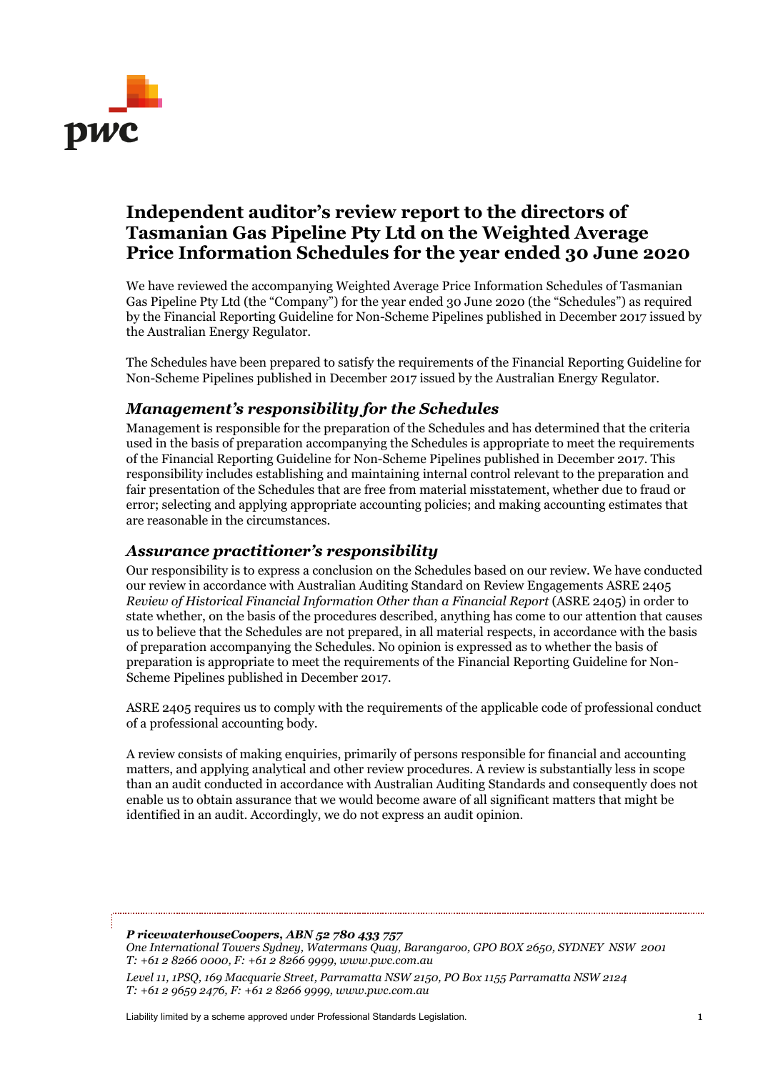# Independent auditor's review report to the directors of Tasmanian Gas Pipeline Pty Ltd on the Weighted Average Price Information Schedules for the year ended 30 June 2020

We have reviewed the accompanying Weighted Average Price Information Schedules of Tasmanian Gas Pipeline Pty Ltd (the "Company") for the year ended 30 June 2020 (the "Schedules") as required by the Financial Reporting Guideline for Non-Scheme Pipelines published in December 2017 issued by the Australian Energy Regulator.

The Schedules have been prepared to satisfy the requirements of the Financial Reporting Guideline for Non-Scheme Pipelines published in December 2017 issued by the Australian Energy Regulator.

## *Management's responsibility for the Schedules*

Management is responsible for the preparation of the Schedules and has determined that the criteria used in the basis of preparation accompanying the Schedules is appropriate to meet the requirements of the Financial Reporting Guideline for Non-Scheme Pipelines published in December 2017. This responsibility includes establishing and maintaining internal control relevant to the preparation and fair presentation of the Schedules that are free from material misstatement, whether due to fraud or error; selecting and applying appropriate accounting policies; and making accounting estimates that are reasonable in the circumstances.

## *Assurance practitioner's responsibility*

Our responsibility is to express a conclusion on the Schedules based on our review. We have conducted our review in accordance with Australian Auditing Standard on Review Engagements ASRE 2405 *Review of Historical Financial Information Other than a Financial Report* (ASRE 2405) in order to state whether, on the basis of the procedures described, anything has come to our attention that causes us to believe that the Schedules are not prepared, in all material respects, in accordance with the basis of preparation accompanying the Schedules. No opinion is expressed as to whether the basis of preparation is appropriate to meet the requirements of the Financial Reporting Guideline for Non-Scheme Pipelines published in December 2017.

ASRE 2405 requires us to comply with the requirements of the applicable code of professional conduct of a professional accounting body.

A review consists of making enquiries, primarily of persons responsible for financial and accounting matters, and applying analytical and other review procedures. A review is substantially less in scope than an audit conducted in accordance with Australian Auditing Standards and consequently does not enable us to obtain assurance that we would become aware of all significant matters that might be identified in an audit. Accordingly, we do not express an audit opinion.

***PricewaterhouseCoopers, ABN 52 780 433 757***
*One International Towers Sydney, Watermans Quay, Barangaroo, GPO BOX 2650, SYDNEY NSW 2001*
*T: +61 2 8266 0000, F: +61 2 8266 9999, www.pwc.com.au*

*Level 11, 1PSQ, 169 Macquarie Street, Parramatta NSW 2150, PO Box 1155 Parramatta NSW 2124*
*T: +61 2 9659 2476, F: +61 2 8266 9999, www.pwc.com.au*

Liability limited by a scheme approved under Professional Standards Legislation.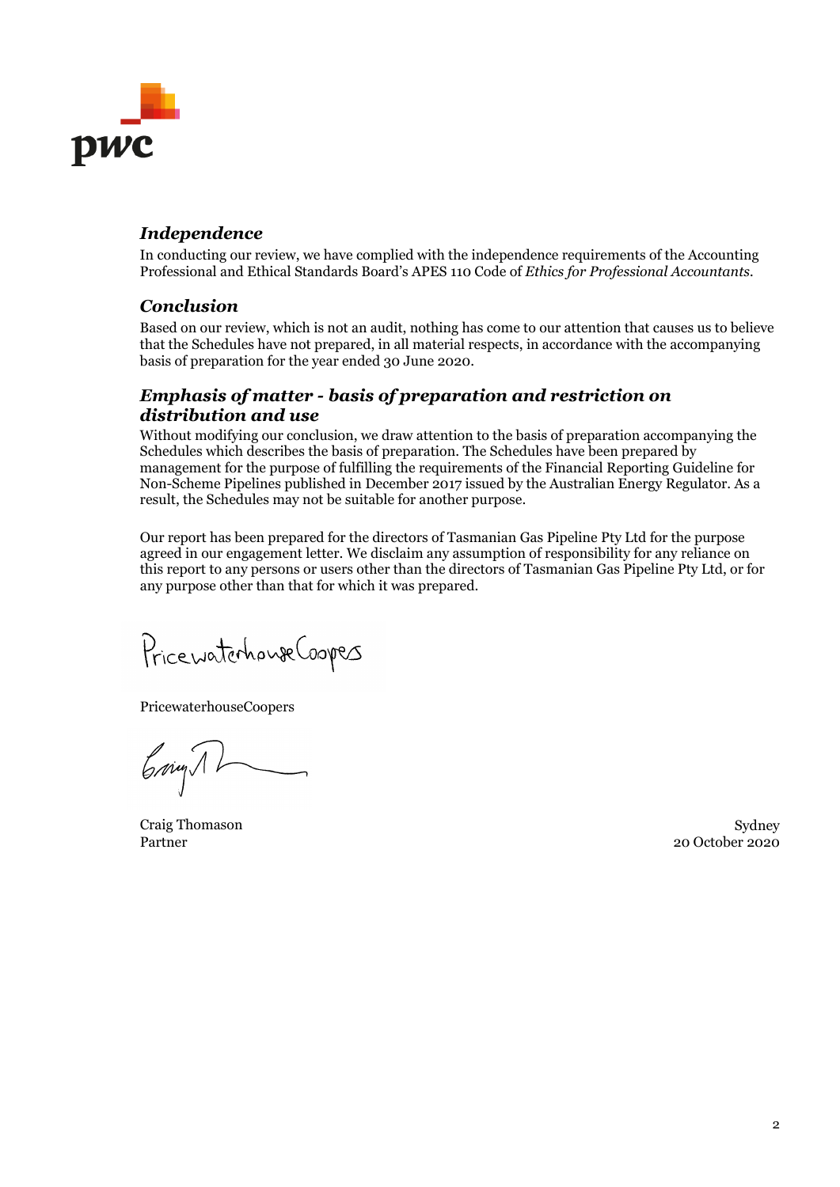### *Independence*

In conducting our review, we have complied with the independence requirements of the Accounting Professional and Ethical Standards Board's APES 110 Code of *Ethics for Professional Accountants*.

### *Conclusion*

Based on our review, which is not an audit, nothing has come to our attention that causes us to believe that the Schedules have not prepared, in all material respects, in accordance with the accompanying basis of preparation for the year ended 30 June 2020.

### *Emphasis of matter - basis of preparation and restriction on distribution and use*

Without modifying our conclusion, we draw attention to the basis of preparation accompanying the Schedules which describes the basis of preparation. The Schedules have been prepared by management for the purpose of fulfilling the requirements of the Financial Reporting Guideline for Non-Scheme Pipelines published in December 2017 issued by the Australian Energy Regulator. As a result, the Schedules may not be suitable for another purpose.

Our report has been prepared for the directors of Tasmanian Gas Pipeline Pty Ltd for the purpose agreed in our engagement letter. We disclaim any assumption of responsibility for any reliance on this report to any persons or users other than the directors of Tasmanian Gas Pipeline Pty Ltd, or for any purpose other than that for which it was prepared.

PricewaterhouseCoopers

Craig Thomason
Partner

Sydney
20 October 2020